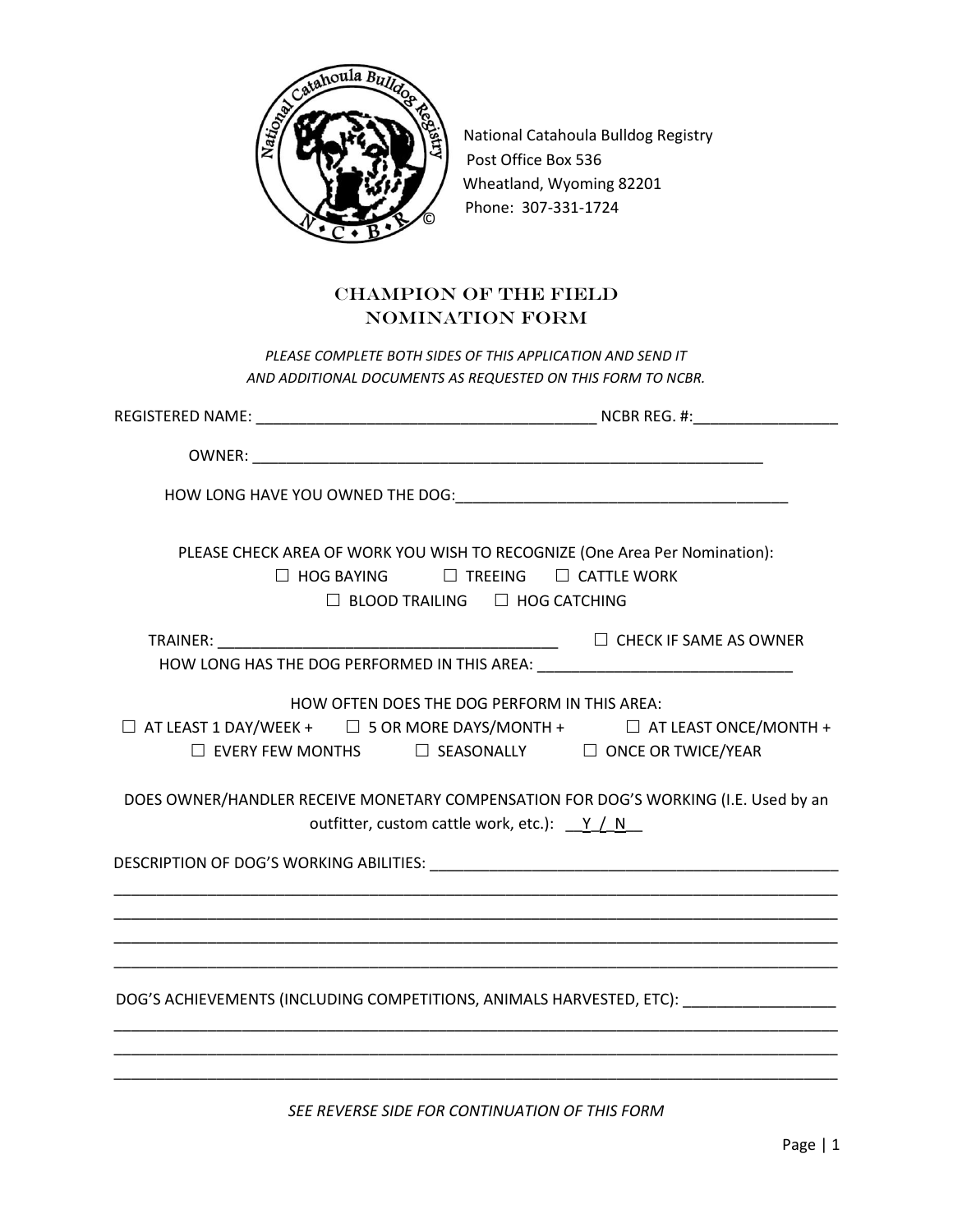National Catahoula Bulldog Registry
Post Office Box 536
Wheatland, Wyoming 82201
Phone: 307-331-1724

# CHAMPION OF THE FIELD NOMINATION FORM

*PLEASE COMPLETE BOTH SIDES OF THIS APPLICATION AND SEND IT AND ADDITIONAL DOCUMENTS AS REQUESTED ON THIS FORM TO NCBR.*

REGISTERED NAME: ________________________________________ NCBR REG. #:_________________

OWNER: ______________________________________________________________

HOW LONG HAVE YOU OWNED THE DOG:_______________________________________

PLEASE CHECK AREA OF WORK YOU WISH TO RECOGNIZE (One Area Per Nomination):

☐ HOG BAYING ☐ TREEING ☐ CATTLE WORK
☐ BLOOD TRAILING ☐ HOG CATCHING

TRAINER: ________________________________________ ☐ CHECK IF SAME AS OWNER

HOW LONG HAS THE DOG PERFORMED IN THIS AREA: ______________________________

HOW OFTEN DOES THE DOG PERFORM IN THIS AREA:

☐ AT LEAST 1 DAY/WEEK + ☐ 5 OR MORE DAYS/MONTH + ☐ AT LEAST ONCE/MONTH +
☐ EVERY FEW MONTHS ☐ SEASONALLY ☐ ONCE OR TWICE/YEAR

DOES OWNER/HANDLER RECEIVE MONETARY COMPENSATION FOR DOG'S WORKING (I.E. Used by an outfitter, custom cattle work, etc.): __Y_/_N__

DESCRIPTION OF DOG'S WORKING ABILITIES: _________________________________________________
_____________________________________________________________________________________
_____________________________________________________________________________________
_____________________________________________________________________________________
_____________________________________________________________________________________

DOG'S ACHIEVEMENTS (INCLUDING COMPETITIONS, ANIMALS HARVESTED, ETC): _________________
_____________________________________________________________________________________
_____________________________________________________________________________________
_____________________________________________________________________________________

*SEE REVERSE SIDE FOR CONTINUATION OF THIS FORM*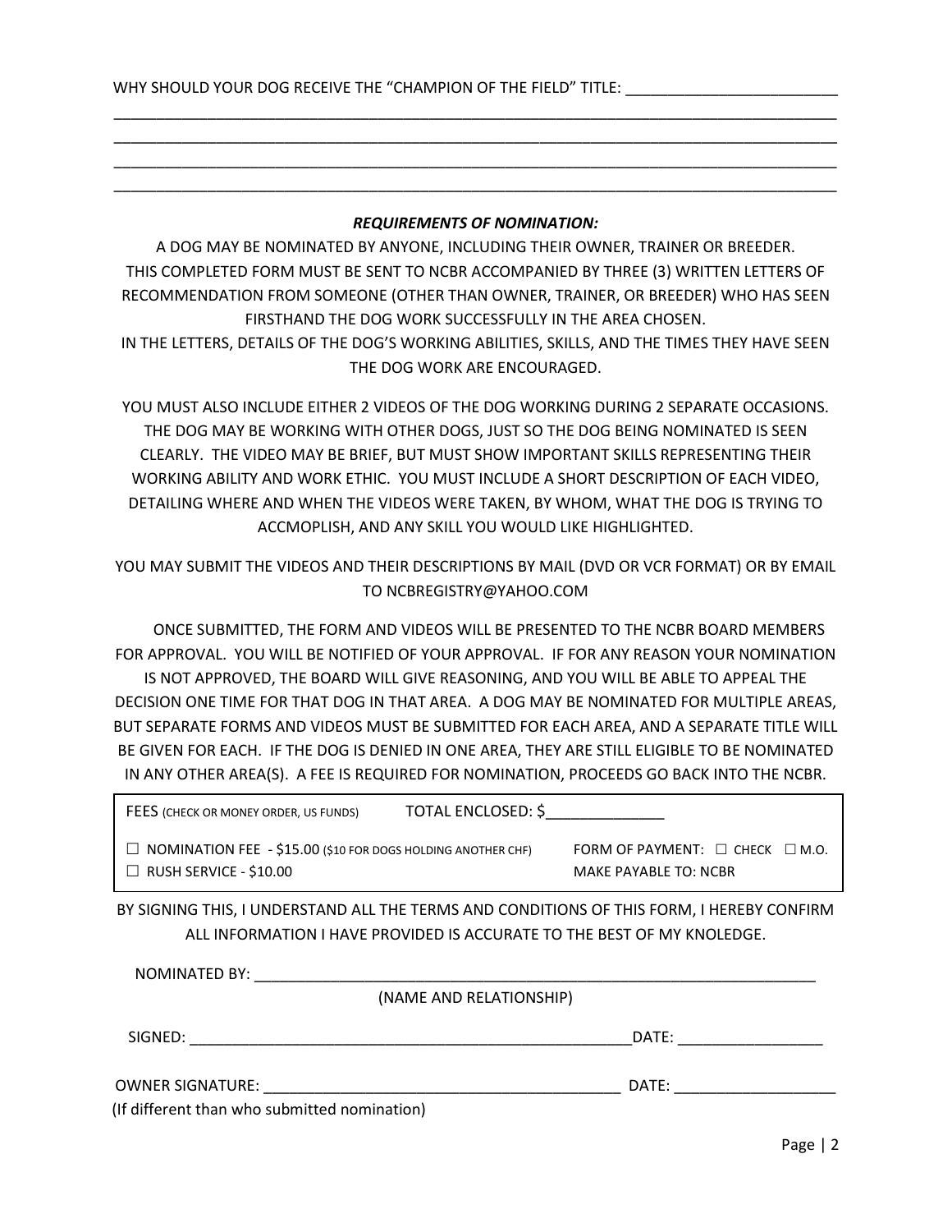WHY SHOULD YOUR DOG RECEIVE THE "CHAMPION OF THE FIELD" TITLE: ________________________

________________________________________________________________________________________

________________________________________________________________________________________

________________________________________________________________________________________

________________________________________________________________________________________

### *REQUIREMENTS OF NOMINATION:*

A DOG MAY BE NOMINATED BY ANYONE, INCLUDING THEIR OWNER, TRAINER OR BREEDER. THIS COMPLETED FORM MUST BE SENT TO NCBR ACCOMPANIED BY THREE (3) WRITTEN LETTERS OF RECOMMENDATION FROM SOMEONE (OTHER THAN OWNER, TRAINER, OR BREEDER) WHO HAS SEEN FIRSTHAND THE DOG WORK SUCCESSFULLY IN THE AREA CHOSEN.
IN THE LETTERS, DETAILS OF THE DOG'S WORKING ABILITIES, SKILLS, AND THE TIMES THEY HAVE SEEN THE DOG WORK ARE ENCOURAGED.

YOU MUST ALSO INCLUDE EITHER 2 VIDEOS OF THE DOG WORKING DURING 2 SEPARATE OCCASIONS. THE DOG MAY BE WORKING WITH OTHER DOGS, JUST SO THE DOG BEING NOMINATED IS SEEN CLEARLY. THE VIDEO MAY BE BRIEF, BUT MUST SHOW IMPORTANT SKILLS REPRESENTING THEIR WORKING ABILITY AND WORK ETHIC. YOU MUST INCLUDE A SHORT DESCRIPTION OF EACH VIDEO, DETAILING WHERE AND WHEN THE VIDEOS WERE TAKEN, BY WHOM, WHAT THE DOG IS TRYING TO ACCMOPLISH, AND ANY SKILL YOU WOULD LIKE HIGHLIGHTED.

YOU MAY SUBMIT THE VIDEOS AND THEIR DESCRIPTIONS BY MAIL (DVD OR VCR FORMAT) OR BY EMAIL TO NCBREGISTRY@YAHOO.COM

ONCE SUBMITTED, THE FORM AND VIDEOS WILL BE PRESENTED TO THE NCBR BOARD MEMBERS FOR APPROVAL. YOU WILL BE NOTIFIED OF YOUR APPROVAL. IF FOR ANY REASON YOUR NOMINATION IS NOT APPROVED, THE BOARD WILL GIVE REASONING, AND YOU WILL BE ABLE TO APPEAL THE DECISION ONE TIME FOR THAT DOG IN THAT AREA. A DOG MAY BE NOMINATED FOR MULTIPLE AREAS, BUT SEPARATE FORMS AND VIDEOS MUST BE SUBMITTED FOR EACH AREA, AND A SEPARATE TITLE WILL BE GIVEN FOR EACH. IF THE DOG IS DENIED IN ONE AREA, THEY ARE STILL ELIGIBLE TO BE NOMINATED IN ANY OTHER AREA(S). A FEE IS REQUIRED FOR NOMINATION, PROCEEDS GO BACK INTO THE NCBR.

| | |
|---|---|
| FEES (CHECK OR MONEY ORDER, US FUNDS) | TOTAL ENCLOSED: $______________ |
| ☐ NOMINATION FEE - $15.00 ($10 FOR DOGS HOLDING ANOTHER CHF) | FORM OF PAYMENT: ☐ CHECK ☐ M.O. |
| ☐ RUSH SERVICE - $10.00 | MAKE PAYABLE TO: NCBR |

BY SIGNING THIS, I UNDERSTAND ALL THE TERMS AND CONDITIONS OF THIS FORM, I HEREBY CONFIRM ALL INFORMATION I HAVE PROVIDED IS ACCURATE TO THE BEST OF MY KNOLEDGE.

NOMINATED BY: ______________________________________________________________________
(NAME AND RELATIONSHIP)

SIGNED: ______________________________________________________ DATE: _________________

OWNER SIGNATURE: ___________________________________________ DATE: ___________________
(If different than who submitted nomination)